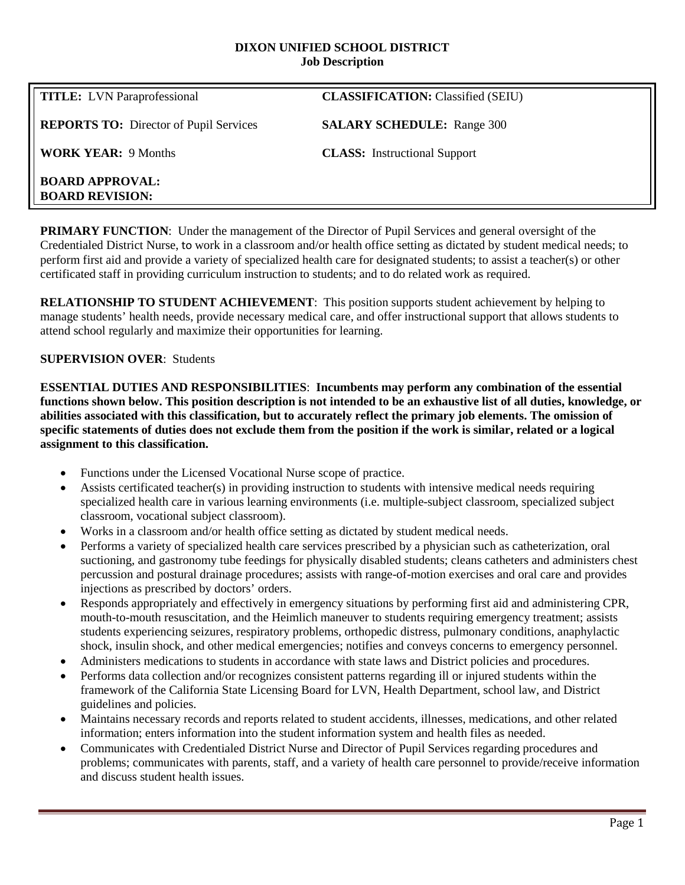# DIXON UNIFIED SCHOOL DISTRICT
## Job Description

| | |
|---|---|
| **TITLE:** LVN Paraprofessional | **CLASSIFICATION:** Classified (SEIU) |
| **REPORTS TO:** Director of Pupil Services | **SALARY SCHEDULE:** Range 300 |
| **WORK YEAR:** 9 Months | **CLASS:** Instructional Support |
| **BOARD APPROVAL:**<br>**BOARD REVISION:** | |

**PRIMARY FUNCTION**: Under the management of the Director of Pupil Services and general oversight of the Credentialed District Nurse, to work in a classroom and/or health office setting as dictated by student medical needs; to perform first aid and provide a variety of specialized health care for designated students; to assist a teacher(s) or other certificated staff in providing curriculum instruction to students; and to do related work as required.

**RELATIONSHIP TO STUDENT ACHIEVEMENT**: This position supports student achievement by helping to manage students' health needs, provide necessary medical care, and offer instructional support that allows students to attend school regularly and maximize their opportunities for learning.

**SUPERVISION OVER**: Students

**ESSENTIAL DUTIES AND RESPONSIBILITIES**: **Incumbents may perform any combination of the essential functions shown below. This position description is not intended to be an exhaustive list of all duties, knowledge, or abilities associated with this classification, but to accurately reflect the primary job elements. The omission of specific statements of duties does not exclude them from the position if the work is similar, related or a logical assignment to this classification.**

- Functions under the Licensed Vocational Nurse scope of practice.
- Assists certificated teacher(s) in providing instruction to students with intensive medical needs requiring specialized health care in various learning environments (i.e. multiple-subject classroom, specialized subject classroom, vocational subject classroom).
- Works in a classroom and/or health office setting as dictated by student medical needs.
- Performs a variety of specialized health care services prescribed by a physician such as catheterization, oral suctioning, and gastronomy tube feedings for physically disabled students; cleans catheters and administers chest percussion and postural drainage procedures; assists with range-of-motion exercises and oral care and provides injections as prescribed by doctors' orders.
- Responds appropriately and effectively in emergency situations by performing first aid and administering CPR, mouth-to-mouth resuscitation, and the Heimlich maneuver to students requiring emergency treatment; assists students experiencing seizures, respiratory problems, orthopedic distress, pulmonary conditions, anaphylactic shock, insulin shock, and other medical emergencies; notifies and conveys concerns to emergency personnel.
- Administers medications to students in accordance with state laws and District policies and procedures.
- Performs data collection and/or recognizes consistent patterns regarding ill or injured students within the framework of the California State Licensing Board for LVN, Health Department, school law, and District guidelines and policies.
- Maintains necessary records and reports related to student accidents, illnesses, medications, and other related information; enters information into the student information system and health files as needed.
- Communicates with Credentialed District Nurse and Director of Pupil Services regarding procedures and problems; communicates with parents, staff, and a variety of health care personnel to provide/receive information and discuss student health issues.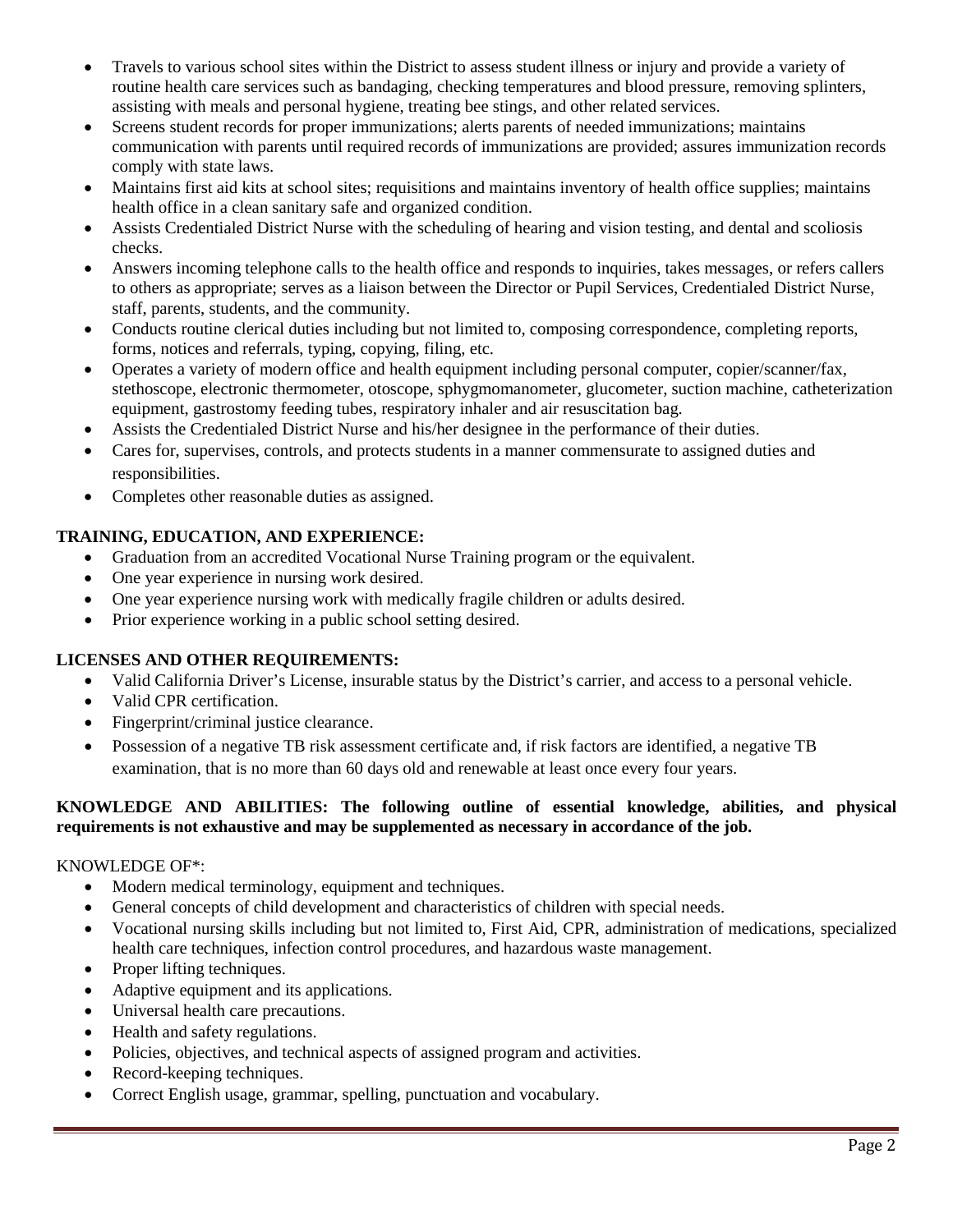- Travels to various school sites within the District to assess student illness or injury and provide a variety of routine health care services such as bandaging, checking temperatures and blood pressure, removing splinters, assisting with meals and personal hygiene, treating bee stings, and other related services.
- Screens student records for proper immunizations; alerts parents of needed immunizations; maintains communication with parents until required records of immunizations are provided; assures immunization records comply with state laws.
- Maintains first aid kits at school sites; requisitions and maintains inventory of health office supplies; maintains health office in a clean sanitary safe and organized condition.
- Assists Credentialed District Nurse with the scheduling of hearing and vision testing, and dental and scoliosis checks.
- Answers incoming telephone calls to the health office and responds to inquiries, takes messages, or refers callers to others as appropriate; serves as a liaison between the Director or Pupil Services, Credentialed District Nurse, staff, parents, students, and the community.
- Conducts routine clerical duties including but not limited to, composing correspondence, completing reports, forms, notices and referrals, typing, copying, filing, etc.
- Operates a variety of modern office and health equipment including personal computer, copier/scanner/fax, stethoscope, electronic thermometer, otoscope, sphygmomanometer, glucometer, suction machine, catheterization equipment, gastrostomy feeding tubes, respiratory inhaler and air resuscitation bag.
- Assists the Credentialed District Nurse and his/her designee in the performance of their duties.
- Cares for, supervises, controls, and protects students in a manner commensurate to assigned duties and responsibilities.
- Completes other reasonable duties as assigned.

**TRAINING, EDUCATION, AND EXPERIENCE:**

- Graduation from an accredited Vocational Nurse Training program or the equivalent.
- One year experience in nursing work desired.
- One year experience nursing work with medically fragile children or adults desired.
- Prior experience working in a public school setting desired.

**LICENSES AND OTHER REQUIREMENTS:**

- Valid California Driver's License, insurable status by the District's carrier, and access to a personal vehicle.
- Valid CPR certification.
- Fingerprint/criminal justice clearance.
- Possession of a negative TB risk assessment certificate and, if risk factors are identified, a negative TB examination, that is no more than 60 days old and renewable at least once every four years.

**KNOWLEDGE AND ABILITIES: The following outline of essential knowledge, abilities, and physical requirements is not exhaustive and may be supplemented as necessary in accordance of the job.**

KNOWLEDGE OF*:

- Modern medical terminology, equipment and techniques.
- General concepts of child development and characteristics of children with special needs.
- Vocational nursing skills including but not limited to, First Aid, CPR, administration of medications, specialized health care techniques, infection control procedures, and hazardous waste management.
- Proper lifting techniques.
- Adaptive equipment and its applications.
- Universal health care precautions.
- Health and safety regulations.
- Policies, objectives, and technical aspects of assigned program and activities.
- Record-keeping techniques.
- Correct English usage, grammar, spelling, punctuation and vocabulary.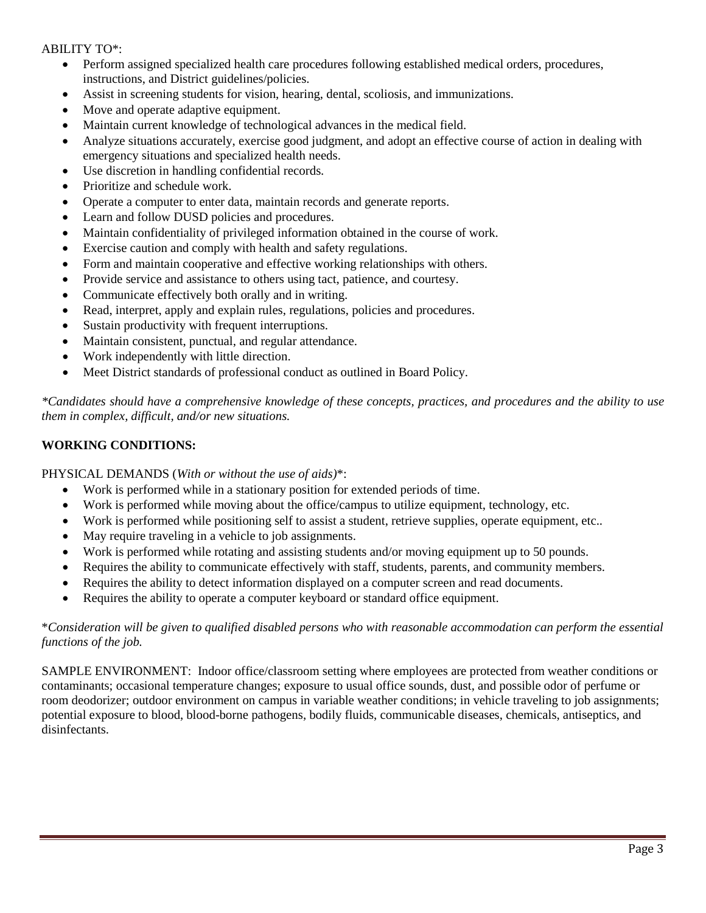ABILITY TO*:

- Perform assigned specialized health care procedures following established medical orders, procedures, instructions, and District guidelines/policies.
- Assist in screening students for vision, hearing, dental, scoliosis, and immunizations.
- Move and operate adaptive equipment.
- Maintain current knowledge of technological advances in the medical field.
- Analyze situations accurately, exercise good judgment, and adopt an effective course of action in dealing with emergency situations and specialized health needs.
- Use discretion in handling confidential records.
- Prioritize and schedule work.
- Operate a computer to enter data, maintain records and generate reports.
- Learn and follow DUSD policies and procedures.
- Maintain confidentiality of privileged information obtained in the course of work.
- Exercise caution and comply with health and safety regulations.
- Form and maintain cooperative and effective working relationships with others.
- Provide service and assistance to others using tact, patience, and courtesy.
- Communicate effectively both orally and in writing.
- Read, interpret, apply and explain rules, regulations, policies and procedures.
- Sustain productivity with frequent interruptions.
- Maintain consistent, punctual, and regular attendance.
- Work independently with little direction.
- Meet District standards of professional conduct as outlined in Board Policy.

*\*Candidates should have a comprehensive knowledge of these concepts, practices, and procedures and the ability to use them in complex, difficult, and/or new situations.*

**WORKING CONDITIONS:**

PHYSICAL DEMANDS (*With or without the use of aids)*\*:

- Work is performed while in a stationary position for extended periods of time.
- Work is performed while moving about the office/campus to utilize equipment, technology, etc.
- Work is performed while positioning self to assist a student, retrieve supplies, operate equipment, etc..
- May require traveling in a vehicle to job assignments.
- Work is performed while rotating and assisting students and/or moving equipment up to 50 pounds.
- Requires the ability to communicate effectively with staff, students, parents, and community members.
- Requires the ability to detect information displayed on a computer screen and read documents.
- Requires the ability to operate a computer keyboard or standard office equipment.

\**Consideration will be given to qualified disabled persons who with reasonable accommodation can perform the essential functions of the job.*

SAMPLE ENVIRONMENT: Indoor office/classroom setting where employees are protected from weather conditions or contaminants; occasional temperature changes; exposure to usual office sounds, dust, and possible odor of perfume or room deodorizer; outdoor environment on campus in variable weather conditions; in vehicle traveling to job assignments; potential exposure to blood, blood-borne pathogens, bodily fluids, communicable diseases, chemicals, antiseptics, and disinfectants.